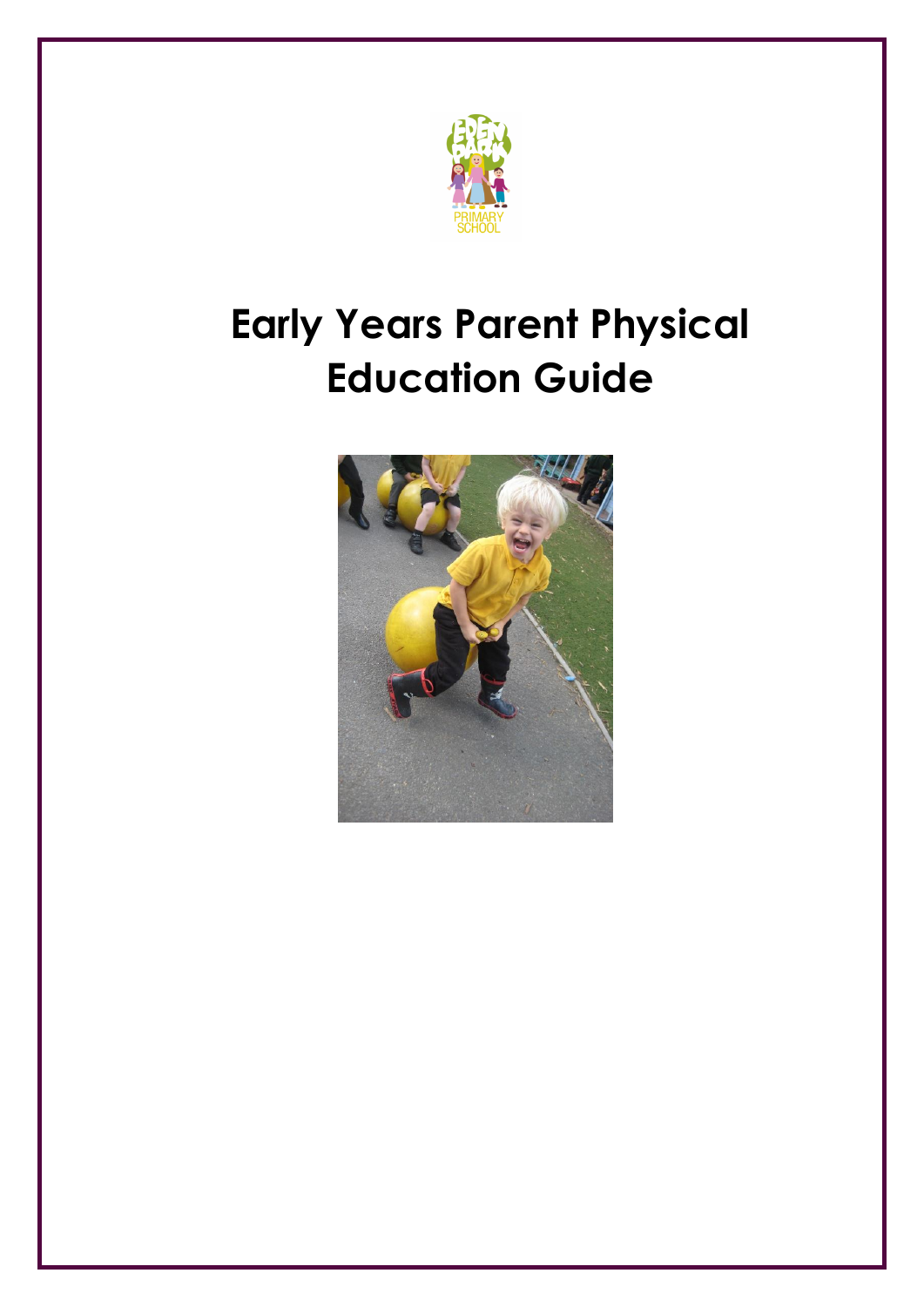# Early Years Parent Physical Education Guide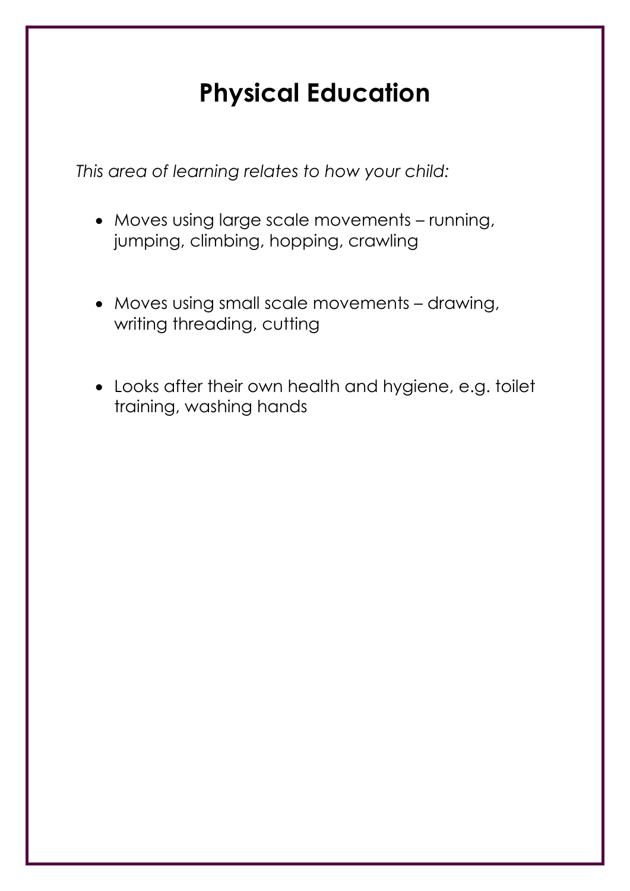# Physical Education

*This area of learning relates to how your child:*

- Moves using large scale movements – running, jumping, climbing, hopping, crawling
- Moves using small scale movements – drawing, writing threading, cutting
- Looks after their own health and hygiene, e.g. toilet training, washing hands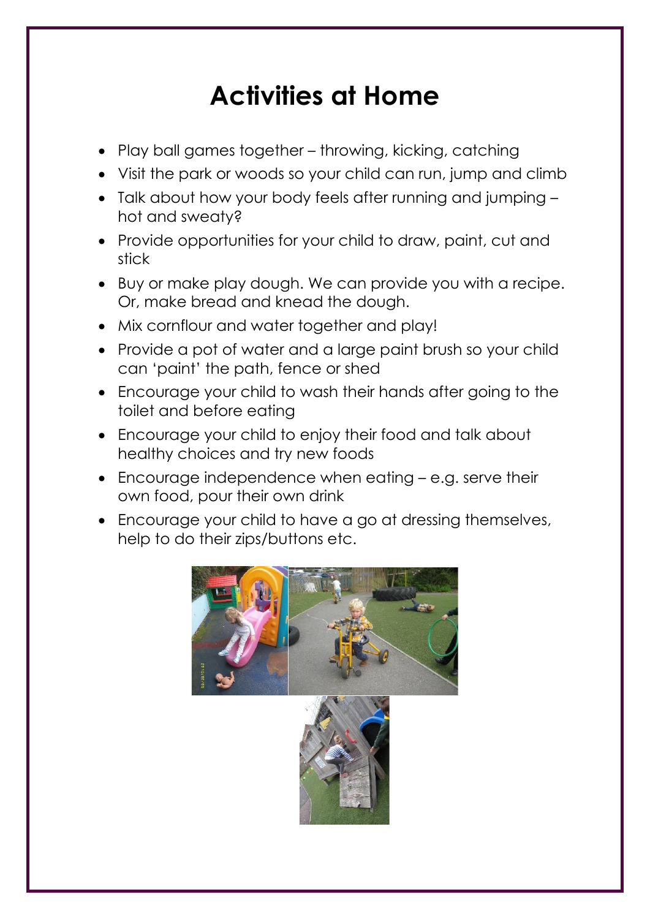# Activities at Home

- Play ball games together – throwing, kicking, catching
- Visit the park or woods so your child can run, jump and climb
- Talk about how your body feels after running and jumping – hot and sweaty?
- Provide opportunities for your child to draw, paint, cut and stick
- Buy or make play dough. We can provide you with a recipe. Or, make bread and knead the dough.
- Mix cornflour and water together and play!
- Provide a pot of water and a large paint brush so your child can 'paint' the path, fence or shed
- Encourage your child to wash their hands after going to the toilet and before eating
- Encourage your child to enjoy their food and talk about healthy choices and try new foods
- Encourage independence when eating – e.g. serve their own food, pour their own drink
- Encourage your child to have a go at dressing themselves, help to do their zips/buttons etc.